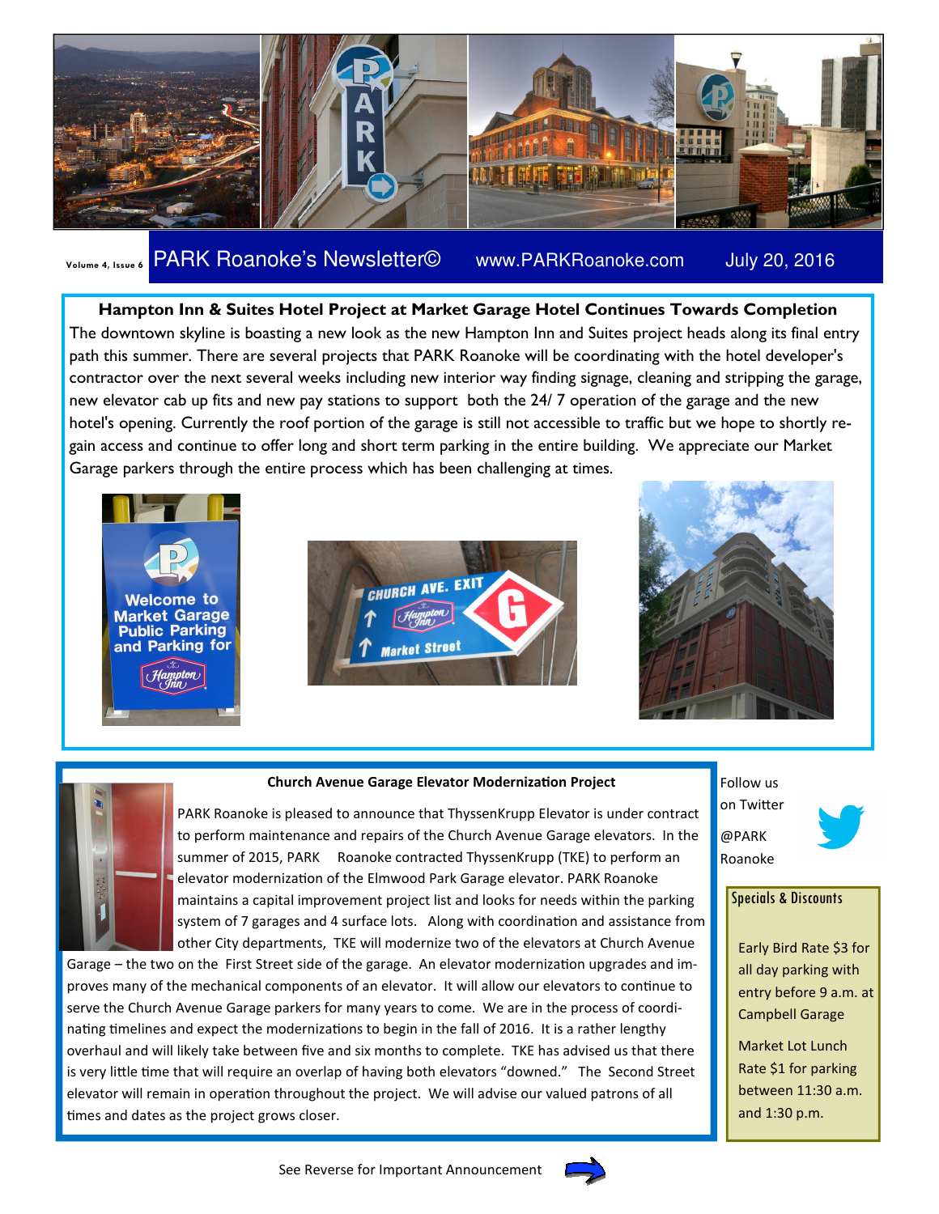Volume 4, Issue 6 **PARK Roanoke's Newsletter©** www.PARKRoanoke.com July 20, 2016

## Hampton Inn & Suites Hotel Project at Market Garage Hotel Continues Towards Completion

The downtown skyline is boasting a new look as the new Hampton Inn and Suites project heads along its final entry path this summer. There are several projects that PARK Roanoke will be coordinating with the hotel developer's contractor over the next several weeks including new interior way finding signage, cleaning and stripping the garage, new elevator cab up fits and new pay stations to support both the 24/ 7 operation of the garage and the new hotel's opening. Currently the roof portion of the garage is still not accessible to traffic but we hope to shortly re-gain access and continue to offer long and short term parking in the entire building. We appreciate our Market Garage parkers through the entire process which has been challenging at times.

## Church Avenue Garage Elevator Modernization Project

PARK Roanoke is pleased to announce that ThyssenKrupp Elevator is under contract to perform maintenance and repairs of the Church Avenue Garage elevators. In the summer of 2015, PARK Roanoke contracted ThyssenKrupp (TKE) to perform an elevator modernization of the Elmwood Park Garage elevator. PARK Roanoke maintains a capital improvement project list and looks for needs within the parking system of 7 garages and 4 surface lots. Along with coordination and assistance from other City departments, TKE will modernize two of the elevators at Church Avenue Garage – the two on the First Street side of the garage. An elevator modernization upgrades and improves many of the mechanical components of an elevator. It will allow our elevators to continue to serve the Church Avenue Garage parkers for many years to come. We are in the process of coordinating timelines and expect the modernizations to begin in the fall of 2016. It is a rather lengthy overhaul and will likely take between five and six months to complete. TKE has advised us that there is very little time that will require an overlap of having both elevators "downed." The Second Street elevator will remain in operation throughout the project. We will advise our valued patrons of all times and dates as the project grows closer.

Follow us on Twitter @PARK Roanoke

### Specials & Discounts

Early Bird Rate $3 for all day parking with entry before 9 a.m. at Campbell Garage

Market Lot Lunch Rate $1 for parking between 11:30 a.m. and 1:30 p.m.

See Reverse for Important Announcement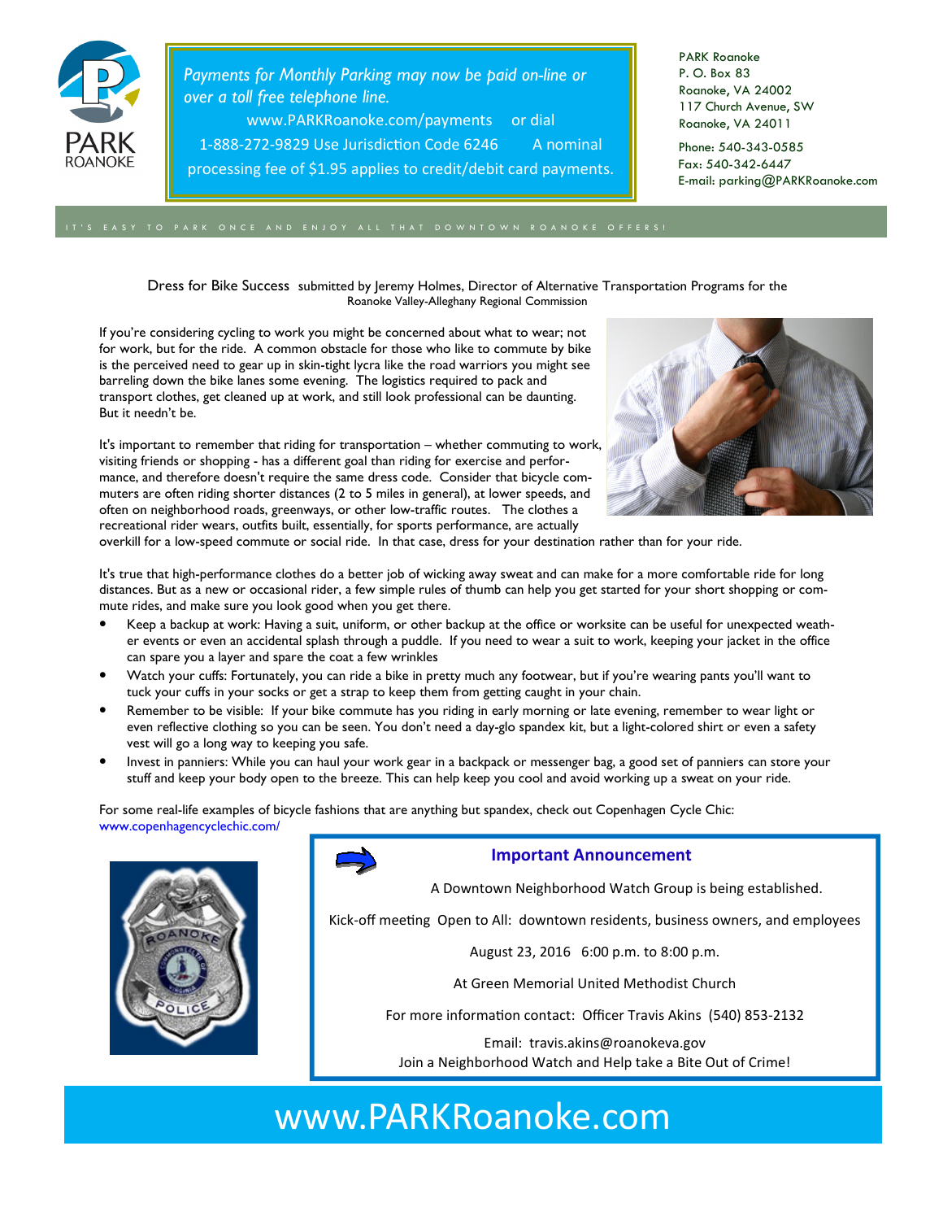PARK ROANOKE

*Payments for Monthly Parking may now be paid on-line or over a toll free telephone line.*

www.PARKRoanoke.com/payments or dial 1-888-272-9829 Use Jurisdiction Code 6246 A nominal processing fee of $1.95 applies to credit/debit card payments.

PARK Roanoke
P. O. Box 83
Roanoke, VA 24002
117 Church Avenue, SW
Roanoke, VA 24011

Phone: 540-343-0585
Fax: 540-342-6447
E-mail: parking@PARKRoanoke.com

IT'S EASY TO PARK ONCE AND ENJOY ALL THAT DOWNTOWN ROANOKE OFFERS!

## Dress for Bike Success

submitted by Jeremy Holmes, Director of Alternative Transportation Programs for the Roanoke Valley-Alleghany Regional Commission

If you're considering cycling to work you might be concerned about what to wear; not for work, but for the ride. A common obstacle for those who like to commute by bike is the perceived need to gear up in skin-tight lycra like the road warriors you might see barreling down the bike lanes some evening. The logistics required to pack and transport clothes, get cleaned up at work, and still look professional can be daunting. But it needn't be.

It's important to remember that riding for transportation – whether commuting to work, visiting friends or shopping - has a different goal than riding for exercise and performance, and therefore doesn't require the same dress code. Consider that bicycle commuters are often riding shorter distances (2 to 5 miles in general), at lower speeds, and often on neighborhood roads, greenways, or other low-traffic routes. The clothes a recreational rider wears, outfits built, essentially, for sports performance, are actually overkill for a low-speed commute or social ride. In that case, dress for your destination rather than for your ride.

It's true that high-performance clothes do a better job of wicking away sweat and can make for a more comfortable ride for long distances. But as a new or occasional rider, a few simple rules of thumb can help you get started for your short shopping or commute rides, and make sure you look good when you get there.

- Keep a backup at work: Having a suit, uniform, or other backup at the office or worksite can be useful for unexpected weather events or even an accidental splash through a puddle. If you need to wear a suit to work, keeping your jacket in the office can spare you a layer and spare the coat a few wrinkles
- Watch your cuffs: Fortunately, you can ride a bike in pretty much any footwear, but if you're wearing pants you'll want to tuck your cuffs in your socks or get a strap to keep them from getting caught in your chain.
- Remember to be visible: If your bike commute has you riding in early morning or late evening, remember to wear light or even reflective clothing so you can be seen. You don't need a day-glo spandex kit, but a light-colored shirt or even a safety vest will go a long way to keeping you safe.
- Invest in panniers: While you can haul your work gear in a backpack or messenger bag, a good set of panniers can store your stuff and keep your body open to the breeze. This can help keep you cool and avoid working up a sweat on your ride.

For some real-life examples of bicycle fashions that are anything but spandex, check out Copenhagen Cycle Chic: www.copenhagencyclechic.com/

### Important Announcement

A Downtown Neighborhood Watch Group is being established.

Kick-off meeting Open to All: downtown residents, business owners, and employees

August 23, 2016 6:00 p.m. to 8:00 p.m.

At Green Memorial United Methodist Church

For more information contact: Officer Travis Akins (540) 853-2132

Email: travis.akins@roanokeva.gov

Join a Neighborhood Watch and Help take a Bite Out of Crime!

www.PARKRoanoke.com